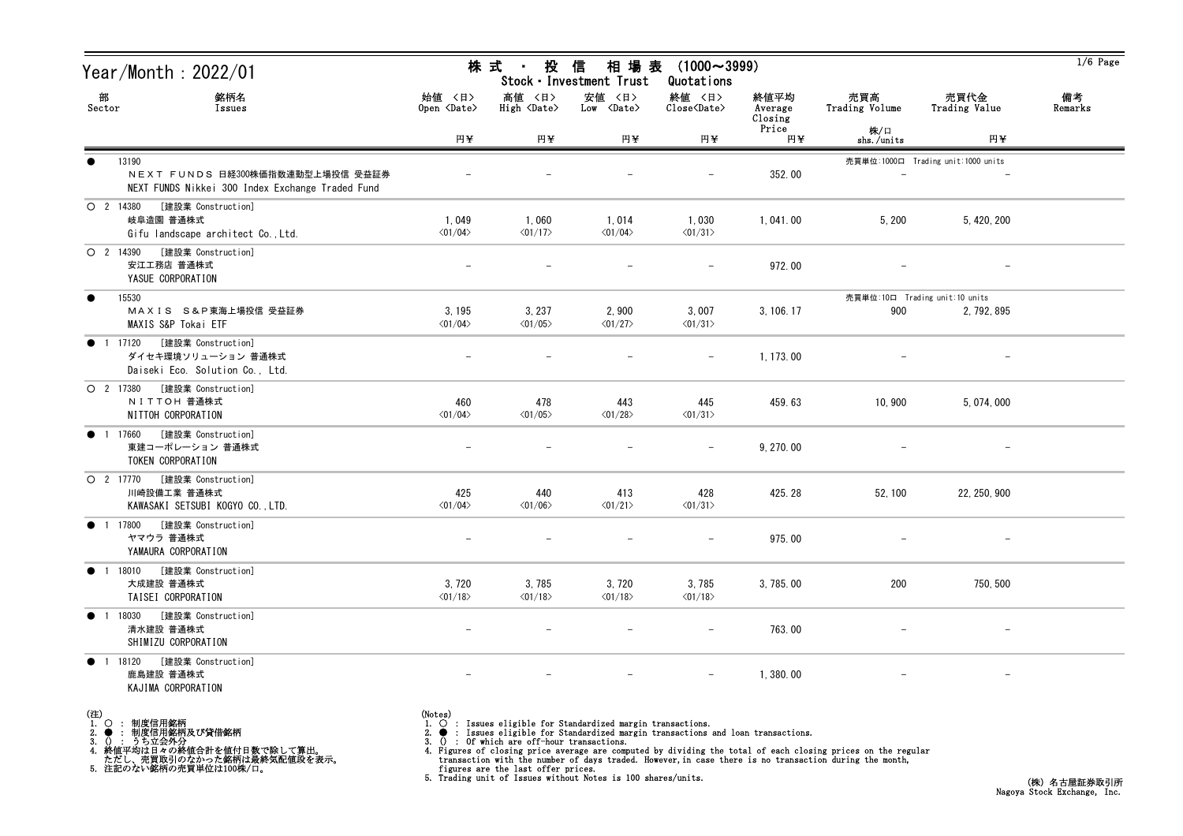# Year/Month : 2022/01

## 株式・投信 相場表 (1000～3999)
Stock・Investment Trust Quotations

| 部 Sector | 銘柄名 Issues | 始値 <日> Open <Date> 円¥ | 高値 <日> High <Date> 円¥ | 安値 <日> Low <Date> 円¥ | 終値 <日> Close<Date> 円¥ | 終値平均 Average Closing Price 円¥ | 売買高 Trading Volume 株/口 shs./units | 売買代金 Trading Value 円¥ | 備考 Remarks |
|---|---|---|---|---|---|---|---|---|---|
| ● | 13190<br>ＮＥＸＴ ＦＵＮＤＳ 日経300株価指数連動型上場投信 受益証券<br>NEXT FUNDS Nikkei 300 Index Exchange Traded Fund | － | － | － | － | 352.00 | － | － | 売買単位:1000口 Trading unit:1000 units |
| ○ 2 | 14380 [建設業 Construction]<br>岐阜造園 普通株式<br>Gifu landscape architect Co.,Ltd. | 1,049<br><01/04> | 1,060<br><01/17> | 1,014<br><01/04> | 1,030<br><01/31> | 1,041.00 | 5,200 | 5,420,200 | |
| ○ 2 | 14390 [建設業 Construction]<br>安江工務店 普通株式<br>YASUE CORPORATION | － | － | － | － | 972.00 | － | － | |
| ● | 15530<br>ＭＡＸＩＳ Ｓ＆Ｐ東海上場投信 受益証券<br>MAXIS S&P Tokai ETF | 3,195<br><01/04> | 3,237<br><01/05> | 2,900<br><01/27> | 3,007<br><01/31> | 3,106.17 | 900 | 2,792,895 | 売買単位:10口 Trading unit:10 units |
| ● 1 | 17120 [建設業 Construction]<br>ダイセキ環境ソリューション 普通株式<br>Daiseki Eco. Solution Co., Ltd. | － | － | － | － | 1,173.00 | － | － | |
| ○ 2 | 17380 [建設業 Construction]<br>ＮＩＴＴＯＨ 普通株式<br>NITTOH CORPORATION | 460<br><01/04> | 478<br><01/05> | 443<br><01/28> | 445<br><01/31> | 459.63 | 10,900 | 5,074,000 | |
| ● 1 | 17660 [建設業 Construction]<br>東建コーポレーション 普通株式<br>TOKEN CORPORATION | － | － | － | － | 9,270.00 | － | － | |
| ○ 2 | 17770 [建設業 Construction]<br>川崎設備工業 普通株式<br>KAWASAKI SETSUBI KOGYO CO.,LTD. | 425<br><01/04> | 440<br><01/06> | 413<br><01/21> | 428<br><01/31> | 425.28 | 52,100 | 22,250,900 | |
| ● 1 | 17800 [建設業 Construction]<br>ヤマウラ 普通株式<br>YAMAURA CORPORATION | － | － | － | － | 975.00 | － | － | |
| ● 1 | 18010 [建設業 Construction]<br>大成建設 普通株式<br>TAISEI CORPORATION | 3,720<br><01/18> | 3,785<br><01/18> | 3,720<br><01/18> | 3,785<br><01/18> | 3,785.00 | 200 | 750,500 | |
| ● 1 | 18030 [建設業 Construction]<br>清水建設 普通株式<br>SHIMIZU CORPORATION | － | － | － | － | 763.00 | － | － | |
| ● 1 | 18120 [建設業 Construction]<br>鹿島建設 普通株式<br>KAJIMA CORPORATION | － | － | － | － | 1,380.00 | － | － | |

(注)
1. ○ : 制度信用銘柄
2. ● : 制度信用銘柄及び貸借銘柄
3. () : うち立会外分
4. 終値平均は日々の終値合計を値付日数で除して算出。
   ただし、売買取引のなかった銘柄は最終気配値段を表示。
5. 注記のない銘柄の売買単位は100株/口。

(Notes)
1. ○ : Issues eligible for Standardized margin transactions.
2. ● : Issues eligible for Standardized margin transactions and loan transactions.
3. () : Of which are off-hour transactions.
4. Figures of closing price average are computed by dividing the total of each closing prices on the regular transaction with the number of days traded. However, in case there is no transaction during the month, figures are the last offer prices.
5. Trading unit of Issues without Notes is 100 shares/units.

(株) 名古屋証券取引所
Nagoya Stock Exchange, Inc.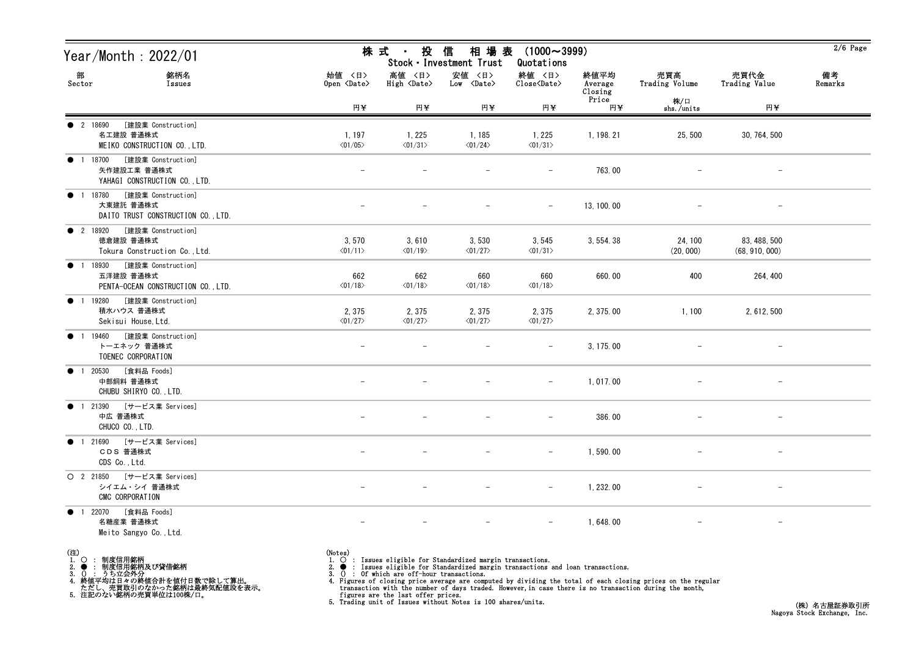# Year/Month : 2022/01

## 株式・投信 相場表 (1000～3999)
### Stock・Investment Trust Quotations

| 部 Sector | 銘柄名 Issues | 始値 <日> Open <Date> 円¥ | 高値 <日> High <Date> 円¥ | 安値 <日> Low <Date> 円¥ | 終値 <日> Close<Date> 円¥ | 終値平均 Average Closing Price 円¥ | 売買高 Trading Volume 株/口 shs./units | 売買代金 Trading Value 円¥ | 備考 Remarks |
|---|---|---|---|---|---|---|---|---|---|
| ● 2 | 18690 [建設業 Construction] 名工建設 普通株式 MEIKO CONSTRUCTION CO.,LTD. | 1,197 <01/05> | 1,225 <01/31> | 1,185 <01/24> | 1,225 <01/31> | 1,198.21 | 25,500 | 30,764,500 | |
| ● 1 | 18700 [建設業 Construction] 矢作建設工業 普通株式 YAHAGI CONSTRUCTION CO.,LTD. | - | - | - | - | 763.00 | - | - | |
| ● 1 | 18780 [建設業 Construction] 大東建託 普通株式 DAITO TRUST CONSTRUCTION CO.,LTD. | - | - | - | - | 13,100.00 | - | - | |
| ● 2 | 18920 [建設業 Construction] 徳倉建設 普通株式 Tokura Construction Co.,Ltd. | 3,570 <01/11> | 3,610 <01/19> | 3,530 <01/27> | 3,545 <01/31> | 3,554.38 | 24,100 (20,000) | 83,488,500 (68,910,000) | |
| ● 1 | 18930 [建設業 Construction] 五洋建設 普通株式 PENTA-OCEAN CONSTRUCTION CO.,LTD. | 662 <01/18> | 662 <01/18> | 660 <01/18> | 660 <01/18> | 660.00 | 400 | 264,400 | |
| ● 1 | 19280 [建設業 Construction] 積水ハウス 普通株式 Sekisui House,Ltd. | 2,375 <01/27> | 2,375 <01/27> | 2,375 <01/27> | 2,375 <01/27> | 2,375.00 | 1,100 | 2,612,500 | |
| ● 1 | 19460 [建設業 Construction] トーエネック 普通株式 TOENEC CORPORATION | - | - | - | - | 3,175.00 | - | - | |
| ● 1 | 20530 [食料品 Foods] 中部飼料 普通株式 CHUBU SHIRYO CO.,LTD. | - | - | - | - | 1,017.00 | - | - | |
| ● 1 | 21390 [サービス業 Services] 中広 普通株式 CHUCO CO.,LTD. | - | - | - | - | 386.00 | - | - | |
| ● 1 | 21690 [サービス業 Services] ＣＤＳ 普通株式 CDS Co.,Ltd. | - | - | - | - | 1,590.00 | - | - | |
| ○ 2 | 21850 [サービス業 Services] シイエム・シイ 普通株式 CMC CORPORATION | - | - | - | - | 1,232.00 | - | - | |
| ● 1 | 22070 [食料品 Foods] 名糖産業 普通株式 Meito Sangyo Co.,Ltd. | - | - | - | - | 1,648.00 | - | - | |

(注)
1. ○ : 制度信用銘柄
2. ● : 制度信用銘柄及び貸借銘柄
3. () : うち立会外分
4. 終値平均は日々の終値合計を値付日数で除して算出。
   ただし、売買取引のなかった銘柄は最終気配値段を表示。
5. 注記のない銘柄の売買単位は100株/口。

(Notes)
1. ○ : Issues eligible for Standardized margin transactions.
2. ● : Issues eligible for Standardized margin transactions and loan transactions.
3. () : Of which are off-hour transactions.
4. Figures of closing price average are computed by dividing the total of each closing prices on the regular transaction with the number of days traded. However, in case there is no transaction during the month, figures are the last offer prices.
5. Trading unit of Issues without Notes is 100 shares/units.

(株) 名古屋証券取引所
Nagoya Stock Exchange, Inc.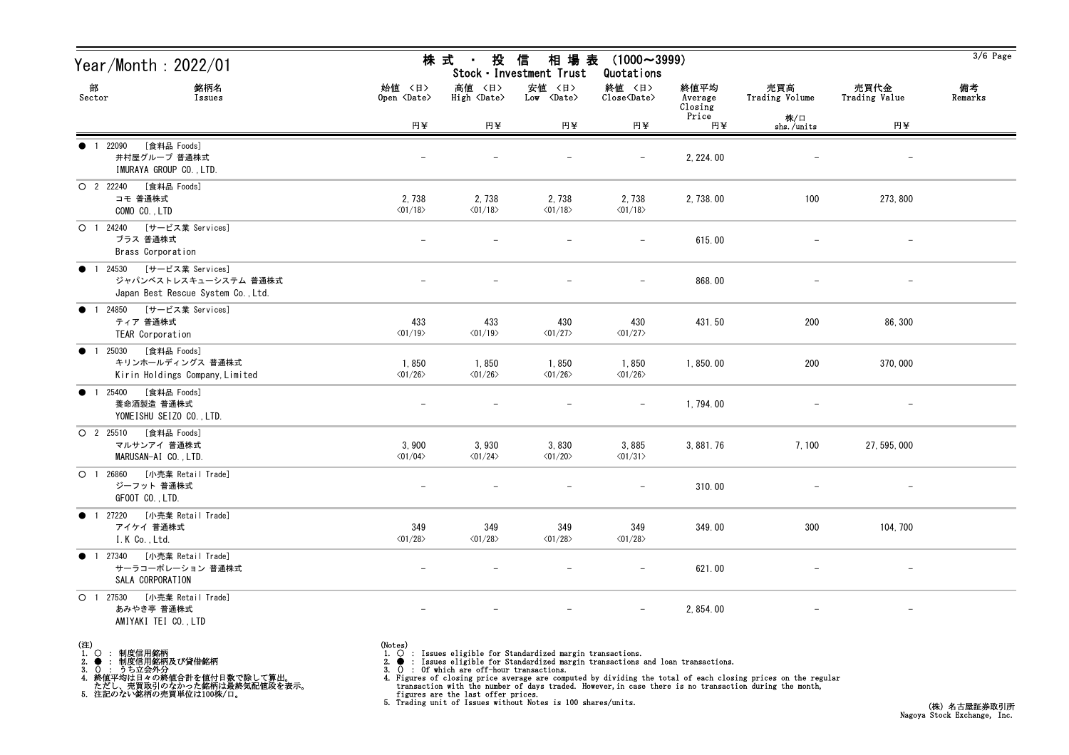# Year/Month : 2022/01

## 株式 ・ 投信 相場表 (1000～3999)
Stock・Investment Trust Quotations

| 部 Sector | 銘柄名 Issues | 始値 〈日〉 Open 〈Date〉 円¥ | 高値 〈日〉 High 〈Date〉 円¥ | 安値 〈日〉 Low 〈Date〉 円¥ | 終値 〈日〉 Close〈Date〉 円¥ | 終値平均 Average Closing Price 円¥ | 売買高 Trading Volume 株/口 shs./units | 売買代金 Trading Value 円¥ | 備考 Remarks |
|---|---|---|---|---|---|---|---|---|---|
| ● 1 22090 [食料品 Foods] | 井村屋グループ 普通株式 IMURAYA GROUP CO.,LTD. | － | － | － | － | 2,224.00 | － | － | |
| ○ 2 22240 [食料品 Foods] | コモ 普通株式 COMO CO.,LTD | 2,738 〈01/18〉 | 2,738 〈01/18〉 | 2,738 〈01/18〉 | 2,738 〈01/18〉 | 2,738.00 | 100 | 273,800 | |
| ○ 1 24240 [サービス業 Services] | ブラス 普通株式 Brass Corporation | － | － | － | － | 615.00 | － | － | |
| ● 1 24530 [サービス業 Services] | ジャパンベストレスキューシステム 普通株式 Japan Best Rescue System Co.,Ltd. | － | － | － | － | 868.00 | － | － | |
| ● 1 24850 [サービス業 Services] | ティア 普通株式 TEAR Corporation | 433 〈01/19〉 | 433 〈01/19〉 | 430 〈01/27〉 | 430 〈01/27〉 | 431.50 | 200 | 86,300 | |
| ● 1 25030 [食料品 Foods] | キリンホールディングス 普通株式 Kirin Holdings Company,Limited | 1,850 〈01/26〉 | 1,850 〈01/26〉 | 1,850 〈01/26〉 | 1,850 〈01/26〉 | 1,850.00 | 200 | 370,000 | |
| ● 1 25400 [食料品 Foods] | 養命酒製造 普通株式 YOMEISHU SEIZO CO.,LTD. | － | － | － | － | 1,794.00 | － | － | |
| ○ 2 25510 [食料品 Foods] | マルサンアイ 普通株式 MARUSAN-AI CO.,LTD. | 3,900 〈01/04〉 | 3,930 〈01/24〉 | 3,830 〈01/20〉 | 3,885 〈01/31〉 | 3,881.76 | 7,100 | 27,595,000 | |
| ○ 1 26860 [小売業 Retail Trade] | ジーフット 普通株式 GFOOT CO.,LTD. | － | － | － | － | 310.00 | － | － | |
| ● 1 27220 [小売業 Retail Trade] | アイケイ 普通株式 I.K Co.,Ltd. | 349 〈01/28〉 | 349 〈01/28〉 | 349 〈01/28〉 | 349 〈01/28〉 | 349.00 | 300 | 104,700 | |
| ● 1 27340 [小売業 Retail Trade] | サーラコーポレーション 普通株式 SALA CORPORATION | － | － | － | － | 621.00 | － | － | |
| ○ 1 27530 [小売業 Retail Trade] | あみやき亭 普通株式 AMIYAKI TEI CO.,LTD | － | － | － | － | 2,854.00 | － | － | |

(注)
1. ○ : 制度信用銘柄
2. ● : 制度信用銘柄及び貸借銘柄
3. () : うち立会外分
4. 終値平均は日々の終値合計を値付日数で除して算出。
   ただし、売買取引のなかった銘柄は最終気配値段を表示。
5. 注記のない銘柄の売買単位は100株/口。

(Notes)
1. ○ : Issues eligible for Standardized margin transactions.
2. ● : Issues eligible for Standardized margin transactions and loan transactions.
3. () : Of which are off-hour transactions.
4. Figures of closing price average are computed by dividing the total of each closing prices on the regular transaction with the number of days traded. However,in case there is no transaction during the month, figures are the last offer prices.
5. Trading unit of Issues without Notes is 100 shares/units.

(株) 名古屋証券取引所
Nagoya Stock Exchange, Inc.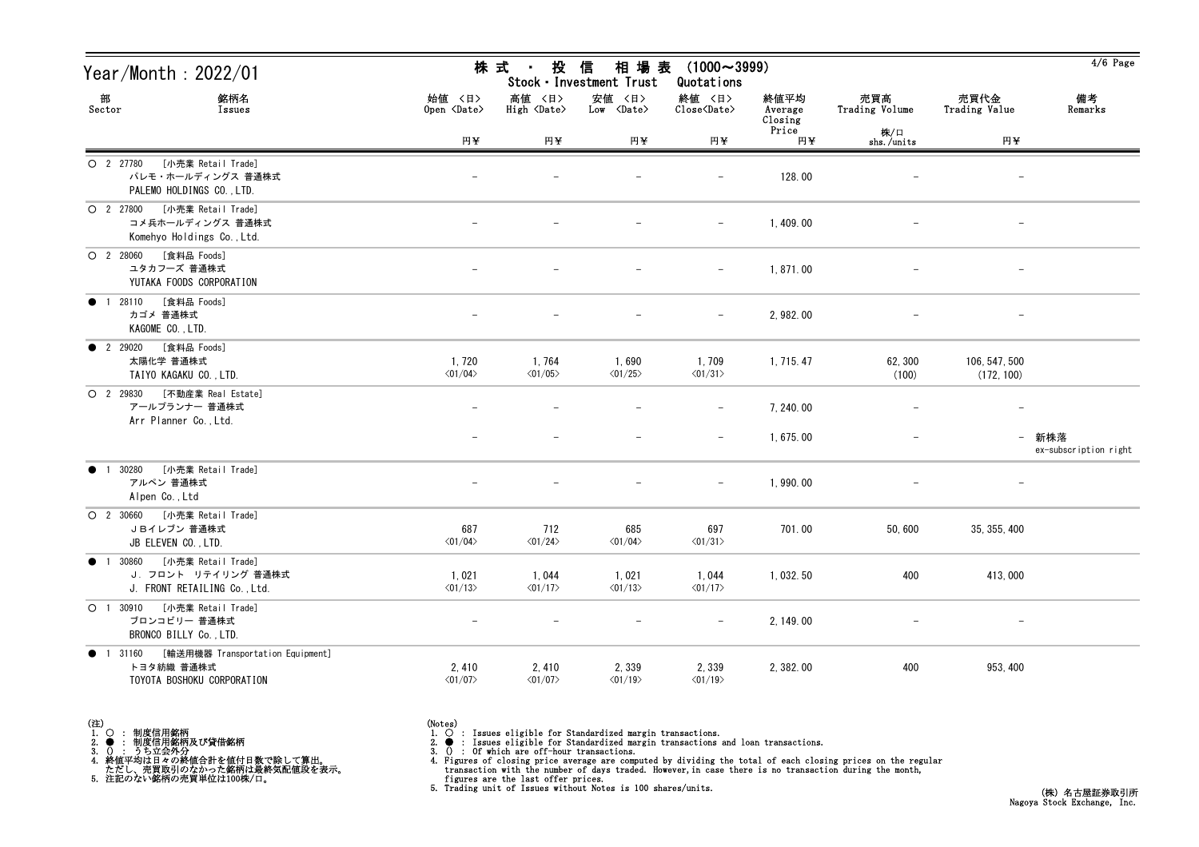# Year/Month : 2022/01

## 株式 ・ 投信 相場表 (1000～3999)
### Stock・Investment Trust Quotations

| 部 Sector | 銘柄名 Issues | 始値 <日> Open <Date> 円¥ | 高値 <日> High <Date> 円¥ | 安値 <日> Low <Date> 円¥ | 終値 <日> Close<Date> 円¥ | 終値平均 Average Closing Price 円¥ | 売買高 Trading Volume 株/口 shs./units | 売買代金 Trading Value 円¥ | 備考 Remarks |
|---|---|---|---|---|---|---|---|---|---|
| ○ 2 27780 | [小売業 Retail Trade] パレモ・ホールディングス 普通株式 PALEMO HOLDINGS CO.,LTD. | - | - | - | - | 128.00 | - | - | |
| ○ 2 27800 | [小売業 Retail Trade] コメ兵ホールディングス 普通株式 Komehyo Holdings Co.,Ltd. | - | - | - | - | 1,409.00 | - | - | |
| ○ 2 28060 | [食料品 Foods] ユタカフーズ 普通株式 YUTAKA FOODS CORPORATION | - | - | - | - | 1,871.00 | - | - | |
| ● 1 28110 | [食料品 Foods] カゴメ 普通株式 KAGOME CO.,LTD. | - | - | - | - | 2,982.00 | - | - | |
| ● 2 29020 | [食料品 Foods] 太陽化学 普通株式 TAIYO KAGAKU CO.,LTD. | 1,720 <01/04> | 1,764 <01/05> | 1,690 <01/25> | 1,709 <01/31> | 1,715.47 | 62,300 (100) | 106,547,500 (172,100) | |
| ○ 2 29830 | [不動産業 Real Estate] アールプランナー 普通株式 Arr Planner Co.,Ltd. | - | - | - | - | 7,240.00 | - | - | |
| | | - | - | - | - | 1,675.00 | - | - | 新株落 ex-subscription right |
| ● 1 30280 | [小売業 Retail Trade] アルペン 普通株式 Alpen Co.,Ltd | - | - | - | - | 1,990.00 | - | - | |
| ○ 2 30660 | [小売業 Retail Trade] ＪＢイレブン 普通株式 JB ELEVEN CO.,LTD. | 687 <01/04> | 712 <01/24> | 685 <01/04> | 697 <01/31> | 701.00 | 50,600 | 35,355,400 | |
| ● 1 30860 | [小売業 Retail Trade] Ｊ．フロント リテイリング 普通株式 J. FRONT RETAILING Co.,Ltd. | 1,021 <01/13> | 1,044 <01/17> | 1,021 <01/13> | 1,044 <01/17> | 1,032.50 | 400 | 413,000 | |
| ○ 1 30910 | [小売業 Retail Trade] ブロンコビリー 普通株式 BRONCO BILLY Co.,LTD. | - | - | - | - | 2,149.00 | - | - | |
| ● 1 31160 | [輸送用機器 Transportation Equipment] トヨタ紡織 普通株式 TOYOTA BOSHOKU CORPORATION | 2,410 <01/07> | 2,410 <01/07> | 2,339 <01/19> | 2,339 <01/19> | 2,382.00 | 400 | 953,400 | |

(注)
1. ○ : 制度信用銘柄
2. ● : 制度信用銘柄及び貸借銘柄
3. () : うち立会外分
4. 終値平均は日々の終値合計を値付日数で除して算出。
ただし、売買取引のなかった銘柄は最終気配値段を表示。
5. 注記のない銘柄の売買単位は100株/口。

(Notes)
1. ○ : Issues eligible for Standardized margin transactions.
2. ● : Issues eligible for Standardized margin transactions and loan transactions.
3. () : Of which are off-hour transactions.
4. Figures of closing price average are computed by dividing the total of each closing prices on the regular transaction with the number of days traded. However,in case there is no transaction during the month, figures are the last offer prices.
5. Trading unit of Issues without Notes is 100 shares/units.

(株) 名古屋証券取引所
Nagoya Stock Exchange, Inc.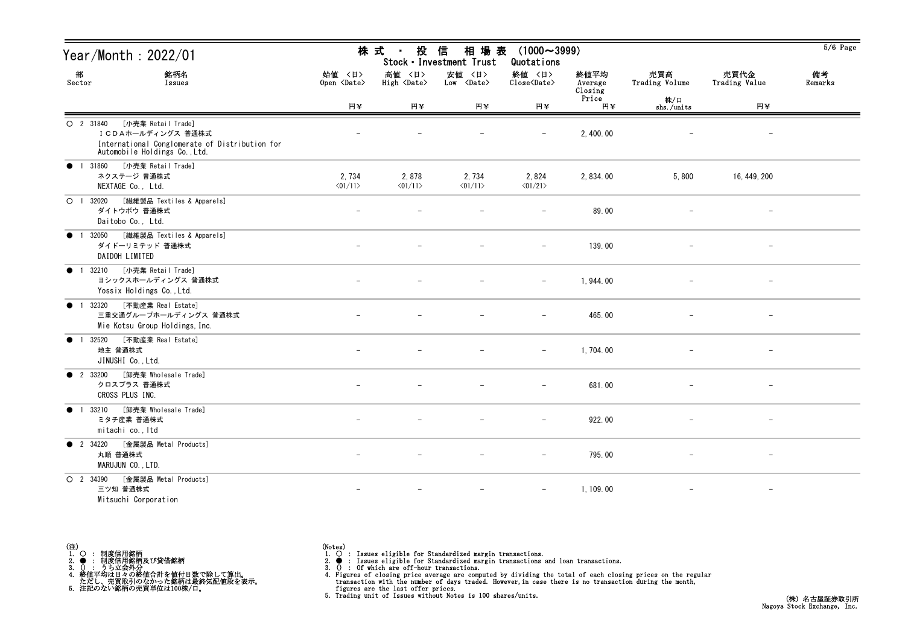# Year/Month : 2022/01

## 株式・投信 相場表 (1000～3999)
Stock・Investment Trust Quotations

| 部 Sector | 銘柄名 Issues | 始値 〈日〉 Open 〈Date〉 円¥ | 高値 〈日〉 High 〈Date〉 円¥ | 安値 〈日〉 Low 〈Date〉 円¥ | 終値 〈日〉 Close〈Date〉 円¥ | 終値平均 Average Closing Price 円¥ | 売買高 Trading Volume 株/口 shs./units | 売買代金 Trading Value 円¥ | 備考 Remarks |
|---|---|---|---|---|---|---|---|---|---|
| ○ 2 31840 | [小売業 Retail Trade] ＩＣＤＡホールディングス 普通株式 International Conglomerate of Distribution for Automobile Holdings Co.,Ltd. | － | － | － | － | 2,400.00 | － | － | |
| ● 1 31860 | [小売業 Retail Trade] ネクステージ 普通株式 NEXTAGE Co., Ltd. | 2,734 〈01/11〉 | 2,878 〈01/11〉 | 2,734 〈01/11〉 | 2,824 〈01/21〉 | 2,834.00 | 5,800 | 16,449,200 | |
| ○ 1 32020 | [繊維製品 Textiles & Apparels] ダイトウボウ 普通株式 Daitobo Co., Ltd. | － | － | － | － | 89.00 | － | － | |
| ● 1 32050 | [繊維製品 Textiles & Apparels] ダイドーリミテッド 普通株式 DAIDOH LIMITED | － | － | － | － | 139.00 | － | － | |
| ● 1 32210 | [小売業 Retail Trade] ヨシックスホールディングス 普通株式 Yossix Holdings Co.,Ltd. | － | － | － | － | 1,944.00 | － | － | |
| ● 1 32320 | [不動産業 Real Estate] 三重交通グループホールディングス 普通株式 Mie Kotsu Group Holdings,Inc. | － | － | － | － | 465.00 | － | － | |
| ● 1 32520 | [不動産業 Real Estate] 地主 普通株式 JINUSHI Co.,Ltd. | － | － | － | － | 1,704.00 | － | － | |
| ● 2 33200 | [卸売業 Wholesale Trade] クロスプラス 普通株式 CROSS PLUS INC. | － | － | － | － | 681.00 | － | － | |
| ● 1 33210 | [卸売業 Wholesale Trade] ミタチ産業 普通株式 mitachi co.,ltd | － | － | － | － | 922.00 | － | － | |
| ● 2 34220 | [金属製品 Metal Products] 丸順 普通株式 MARUJUN CO.,LTD. | － | － | － | － | 795.00 | － | － | |
| ○ 2 34390 | [金属製品 Metal Products] 三ツ知 普通株式 Mitsuchi Corporation | － | － | － | － | 1,109.00 | － | － | |

(注)
1. ○ ： 制度信用銘柄
2. ● ： 制度信用銘柄及び貸借銘柄
3. () ： うち立会外分
4. 終値平均は日々の終値合計を値付日数で除して算出。
   ただし、売買取引のなかった銘柄は最終気配値段を表示。
5. 注記のない銘柄の売買単位は100株/口。

(Notes)
1. ○ : Issues eligible for Standardized margin transactions.
2. ● : Issues eligible for Standardized margin transactions and loan transactions.
3. () : Of which are off-hour transactions.
4. Figures of closing price average are computed by dividing the total of each closing prices on the regular transaction with the number of days traded. However,in case there is no transaction during the month, figures are the last offer prices.
5. Trading unit of Issues without Notes is 100 shares/units.

(株) 名古屋証券取引所
Nagoya Stock Exchange, Inc.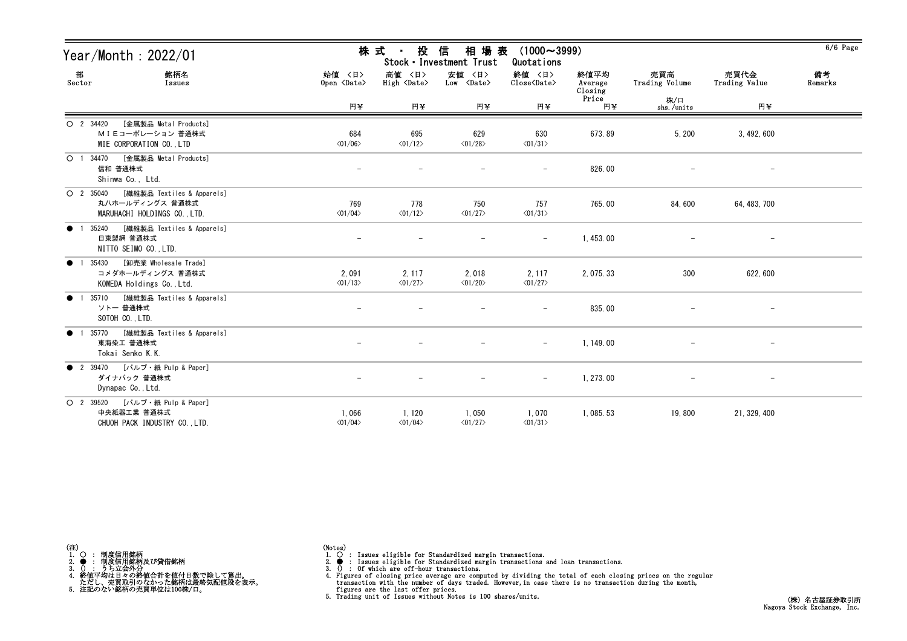# Year/Month : 2022/01

## 株式・投信 相場表 (1000～3999)
Stock・Investment Trust Quotations

| 部 Sector | 銘柄名 Issues | 始値 <日> Open <Date> 円¥ | 高値 <日> High <Date> 円¥ | 安値 <日> Low <Date> 円¥ | 終値 <日> Close<Date> 円¥ | 終値平均 Average Closing Price 円¥ | 売買高 Trading Volume 株/口 shs./units | 売買代金 Trading Value 円¥ | 備考 Remarks |
|---|---|---|---|---|---|---|---|---|---|
| ○ 2 34420 | [金属製品 Metal Products] ＭＩＥコーポレーション 普通株式 MIE CORPORATION CO.,LTD | 684 <01/06> | 695 <01/12> | 629 <01/28> | 630 <01/31> | 673.89 | 5,200 | 3,492,600 | |
| ○ 1 34470 | [金属製品 Metal Products] 信和 普通株式 Shinwa Co., Ltd. | － | － | － | － | 826.00 | － | － | |
| ○ 2 35040 | [繊維製品 Textiles & Apparels] 丸八ホールディングス 普通株式 MARUHACHI HOLDINGS CO.,LTD. | 769 <01/04> | 778 <01/12> | 750 <01/27> | 757 <01/31> | 765.00 | 84,600 | 64,483,700 | |
| ● 1 35240 | [繊維製品 Textiles & Apparels] 日東製網 普通株式 NITTO SEIMO CO.,LTD. | － | － | － | － | 1,453.00 | － | － | |
| ● 1 35430 | [卸売業 Wholesale Trade] コメダホールディングス 普通株式 KOMEDA Holdings Co.,Ltd. | 2,091 <01/13> | 2,117 <01/27> | 2,018 <01/20> | 2,117 <01/27> | 2,075.33 | 300 | 622,600 | |
| ● 1 35710 | [繊維製品 Textiles & Apparels] ソトー 普通株式 SOTOH CO.,LTD. | － | － | － | － | 835.00 | － | － | |
| ● 1 35770 | [繊維製品 Textiles & Apparels] 東海染工 普通株式 Tokai Senko K.K. | － | － | － | － | 1,149.00 | － | － | |
| ● 2 39470 | [パルプ・紙 Pulp & Paper] ダイナパック 普通株式 Dynapac Co.,Ltd. | － | － | － | － | 1,273.00 | － | － | |
| ○ 2 39520 | [パルプ・紙 Pulp & Paper] 中央紙器工業 普通株式 CHUOH PACK INDUSTRY CO.,LTD. | 1,066 <01/04> | 1,120 <01/04> | 1,050 <01/27> | 1,070 <01/31> | 1,085.53 | 19,800 | 21,329,400 | |

(注)
1. ○ : 制度信用銘柄
2. ● : 制度信用銘柄及び貸借銘柄
3. () : うち立会外分
4. 終値平均は日々の終値合計を値付日数で除して算出。
   ただし、売買取引のなかった銘柄は最終気配値段を表示。
5. 注記のない銘柄の売買単位は100株/口。

(Notes)
1. ○ : Issues eligible for Standardized margin transactions.
2. ● : Issues eligible for Standardized margin transactions and loan transactions.
3. () : Of which are off-hour transactions.
4. Figures of closing price average are computed by dividing the total of each closing prices on the regular transaction with the number of days traded. However, in case there is no transaction during the month, figures are the last offer prices.
5. Trading unit of Issues without Notes is 100 shares/units.

(株) 名古屋証券取引所
Nagoya Stock Exchange, Inc.